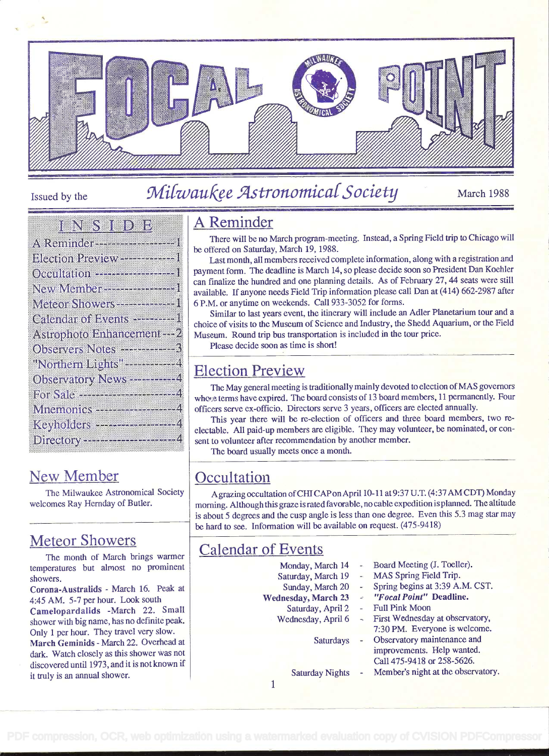# FOCAL POINT

Issued by the **Milwaukee Astronomical Society** March 1988

## INSIDE

- A Reminder ---------- 1
- Election Preview ---------- 1
- Occultation ---------- 1
- New Member ---------- 1
- Meteor Showers ---------- 1
- Calendar of Events ---------- 1
- Astrophoto Enhancement --- 2
- Observers Notes ---------- 3
- "Northern Lights" ---------- 4
- Observatory News ---------- 4
- For Sale ---------- 4
- Mnemonics ---------- 4
- Keyholders ---------- 4
- Directory ---------- 4

## New Member

The Milwaukee Astronomical Society welcomes Ray Hernday of Butler.

## Meteor Showers

The month of March brings warmer temperatures but almost no prominent showers.

**Corona-Australids** - March 16. Peak at 4:45 AM. 5-7 per hour. Look south

**Camelopardalids** -March 22. Small shower with big name, has no definite peak. Only 1 per hour. They travel very slow.

**March Geminids** - March 22. Overhead at dark. Watch closely as this shower was not discovered until 1973, and it is not known if it truly is an annual shower.

## A Reminder

There will be no March program-meeting. Instead, a Spring Field trip to Chicago will be offered on Saturday, March 19, 1988.

Last month, all members received complete information, along with a registration and payment form. The deadline is March 14, so please decide soon so President Dan Koehler can finalize the hundred and one planning details. As of February 27, 44 seats were still available. If anyone needs Field Trip information please call Dan at (414) 662-2987 after 6 P.M. or anytime on weekends. Call 933-3052 for forms.

Similar to last years event, the itinerary will include an Adler Planetarium tour and a choice of visits to the Museum of Science and Industry, the Shedd Aquarium, or the Field Museum. Round trip bus transportation is included in the tour price.

Please decide soon as time is short!

## Election Preview

The May general meeting is traditionally mainly devoted to election of MAS governors whose terms have expired. The board consists of 13 board members, 11 permanently. Four officers serve ex-officio. Directors serve 3 years, officers are elected annually.

This year there will be re-election of officers and three board members, two re-electable. All paid-up members are eligible. They may volunteer, be nominated, or consent to volunteer after recommendation by another member.

The board usually meets once a month.

## Occultation

A grazing occultation of CHI CAP on April 10-11 at 9:37 U.T. (4:37 AM CDT) Monday morning. Although this graze is rated favorable, no cable expedition is planned. The altitude is about 5 degrees and the cusp angle is less than one degree. Even this 5.3 mag star may be hard to see. Information will be available on request. (475-9418)

## Calendar of Events

| | | |
|---|---|---|
| Monday, March 14 | - | Board Meeting (J. Toeller). |
| Saturday, March 19 | - | MAS Spring Field Trip. |
| Sunday, March 20 | - | Spring begins at 3:39 A.M. CST. |
| **Wednesday, March 23** | - | ***"Focal Point"* Deadline.** |
| Saturday, April 2 | - | Full Pink Moon |
| Wednesday, April 6 | - | First Wednesday at observatory, 7:30 PM. Everyone is welcome. |
| Saturdays | - | Observatory maintenance and improvements. Help wanted. Call 475-9418 or 258-5626. |
| Saturday Nights | - | Member's night at the observatory. |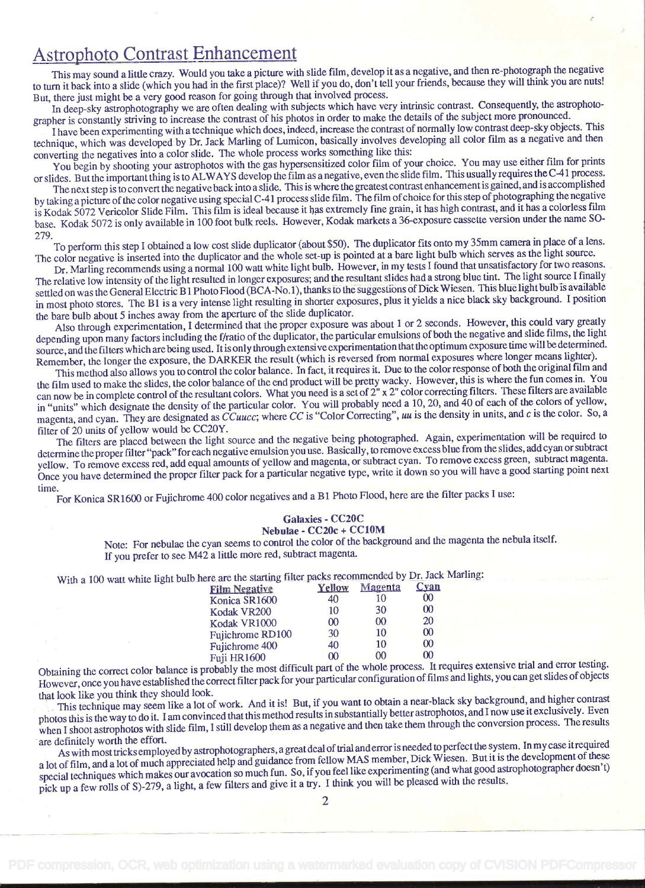## Astrophoto Contrast Enhancement

This may sound a little crazy. Would you take a picture with slide film, develop it as a negative, and then re-photograph the negative to turn it back into a slide (which you had in the first place)? Well if you do, don't tell your friends, because they will think you are nuts! But, there just might be a very good reason for going through that involved process.

In deep-sky astrophotography we are often dealing with subjects which have very intrinsic contrast. Consequently, the astrophotographer is constantly striving to increase the contrast of his photos in order to make the details of the subject more pronounced.

I have been experimenting with a technique which does, indeed, increase the contrast of normally low contrast deep-sky objects. This technique, which was developed by Dr. Jack Marling of Lumicon, basically involves developing all color film as a negative and then converting the negatives into a color slide. The whole process works something like this:

You begin by shooting your astrophotos with the gas hypersensitized color film of your choice. You may use either film for prints or slides. But the important thing is to ALWAYS develop the film as a negative, even the slide film. This usually requires the C-41 process.

The next step is to convert the negative back into a slide. This is where the greatest contrast enhancement is gained, and is accomplished by taking a picture of the color negative using special C-41 process slide film. The film of choice for this step of photographing the negative is Kodak 5072 Vericolor Slide Film. This film is ideal because it has extremely fine grain, it has high contrast, and it has a colorless film base. Kodak 5072 is only available in 100 foot bulk reels. However, Kodak markets a 36-exposure cassette version under the name SO-279.

To perform this step I obtained a low cost slide duplicator (about $50). The duplicator fits onto my 35mm camera in place of a lens. The color negative is inserted into the duplicator and the whole set-up is pointed at a bare light bulb which serves as the light source.

Dr. Marling recommends using a normal 100 watt white light bulb. However, in my tests I found that unsatisfactory for two reasons. The relative low intensity of the light resulted in longer exposures; and the resultant slides had a strong blue tint. The light source I finally settled on was the General Electric B1 Photo Flood (BCA-No.1), thanks to the suggestions of Dick Wiesen. This blue light bulb is available in most photo stores. The B1 is a very intense light resulting in shorter exposures, plus it yields a nice black sky background. I position the bare bulb about 5 inches away from the aperture of the slide duplicator.

Also through experimentation, I determined that the proper exposure was about 1 or 2 seconds. However, this could vary greatly depending upon many factors including the f/ratio of the duplicator, the particular emulsions of both the negative and slide films, the light source, and the filters which are being used. It is only through extensive experimentation that the optimum exposure time will be determined. Remember, the longer the exposure, the DARKER the result (which is reversed from normal exposures where longer means lighter).

This method also allows you to control the color balance. In fact, it requires it. Due to the color response of both the original film and the film used to make the slides, the color balance of the end product will be pretty wacky. However, this is where the fun comes in. You can now be in complete control of the resultant colors. What you need is a set of 2" x 2" color correcting filters. These filters are available in "units" which designate the density of the particular color. You will probably need a 10, 20, and 40 of each of the colors of yellow, magenta, and cyan. They are designated as *CCuucc*; where *CC* is "Color Correcting", *uu* is the density in units, and *c* is the color. So, a filter of 20 units of yellow would be CC20Y.

The filters are placed between the light source and the negative being photographed. Again, experimentation will be required to determine the proper filter "pack" for each negative emulsion you use. Basically, to remove excess blue from the slides, add cyan or subtract yellow. To remove excess red, add equal amounts of yellow and magenta, or subtract cyan. To remove excess green, subtract magenta. Once you have determined the proper filter pack for a particular negative type, write it down so you will have a good starting point next time.

For Konica SR1600 or Fujichrome 400 color negatives and a B1 Photo Flood, here are the filter packs I use:

**Galaxies - CC20C**
**Nebulae - CC20c + CC10M**

Note: For nebulae the cyan seems to control the color of the background and the magenta the nebula itself. If you prefer to see M42 a little more red, subtract magenta.

With a 100 watt white light bulb here are the starting filter packs recommended by Dr. Jack Marling:

| Film Negative | Yellow | Magenta | Cyan |
|---|---|---|---|
| Konica SR1600 | 40 | 10 | 00 |
| Kodak VR200 | 10 | 30 | 00 |
| Kodak VR1000 | 00 | 00 | 20 |
| Fujichrome RD100 | 30 | 10 | 00 |
| Fujichrome 400 | 40 | 10 | 00 |
| Fuji HR1600 | 00 | 00 | 00 |

Obtaining the correct color balance is probably the most difficult part of the whole process. It requires extensive trial and error testing. However, once you have established the correct filter pack for your particular configuration of films and lights, you can get slides of objects that look like you think they should look.

This technique may seem like a lot of work. And it is! But, if you want to obtain a near-black sky background, and higher contrast photos this is the way to do it. I am convinced that this method results in substantially better astrophotos, and I now use it exclusively. Even when I shoot astrophotos with slide film, I still develop them as a negative and then take them through the conversion process. The results are definitely worth the effort.

As with most tricks employed by astrophotographers, a great deal of trial and error is needed to perfect the system. In my case it required a lot of film, and a lot of much appreciated help and guidance from fellow MAS member, Dick Wiesen. But it is the development of these special techniques which makes our avocation so much fun. So, if you feel like experimenting (and what good astrophotographer doesn't) pick up a few rolls of S)-279, a light, a few filters and give it a try. I think you will be pleased with the results.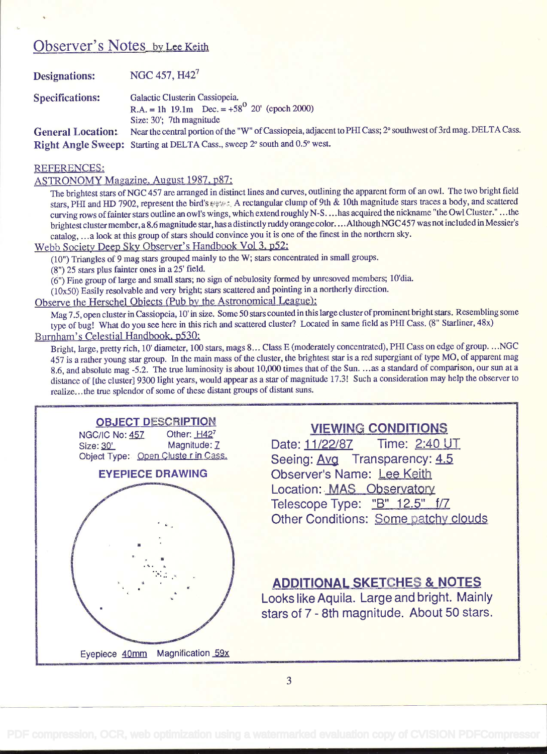## Observer's Notes by Lee Keith

**Designations:** NGC 457, H42[7]

**Specifications:** Galactic Clusterin Cassiopeia.
R.A. = 1h 19.1m Dec. = +58° 20' (epoch 2000)
Size: 30'; 7th magnitude

**General Location:** Near the central portion of the "W" of Cassiopeia, adjacent to PHI Cass; 2° southwest of 3rd mag. DELTA Cass.

**Right Angle Sweep:** Starting at DELTA Cass., sweep 2° south and 0.5° west.

REFERENCES:

ASTRONOMY Magazine, August 1987, p87:

The brightest stars of NGC 457 are arranged in distinct lines and curves, outlining the apparent form of an owl. The two bright field stars, PHI and HD 7902, represent the bird's eyes. A rectangular clump of 9th & 10th magnitude stars traces a body, and scattered curving rows of fainter stars outline an owl's wings, which extend roughly N-S. ...has acquired the nickname "the Owl Cluster." ...the brightest cluster member, a 8.6 magnitude star, has a distinctly ruddy orange color. ...Although NGC 457 was not included in Messier's catalog, ...a look at this group of stars should convince you it is one of the finest in the northern sky.

Webb Society Deep Sky Observer's Handbook Vol 3, p52:

(10") Triangles of 9 mag stars grouped mainly to the W; stars concentrated in small groups.
(8") 25 stars plus fainter ones in a 25' field.
(6") Fine group of large and small stars; no sign of nebulosity formed by unresoved members; 10'dia.
(10x50) Easily resolvable and very bright; stars scattered and pointing in a northerly direction.

Observe the Herschel Objects (Pub by the Astronomical League):

Mag 7.5, open cluster in Cassiopeia, 10' in size. Some 50 stars counted in this large cluster of prominent bright stars. Resembling some type of bug! What do you see here in this rich and scattered cluster? Located in same field as PHI Cass. (8" Starliner, 48x)

Burnham's Celestial Handbook, p530:

Bright, large, pretty rich, 10' diameter, 100 stars, mags 8... Class E (moderately concentrated), PHI Cass on edge of group. ...NGC 457 is a rather young star group. In the main mass of the cluster, the brightest star is a red supergiant of type MO, of apparent mag 8.6, and absolute mag -5.2. The true luminosity is about 10,000 times that of the Sun. ...as a standard of comparison, our sun at a distance of [the cluster] 9300 light years, would appear as a star of magnitude 17.3! Such a consideration may help the observer to realize...the true splendor of some of these distant groups of distant suns.

### OBJECT DESCRIPTION

NGC/IC No: 457 Other: H42[7]
Size: 30' Magnitude: 7
Object Type: Open Cluste r in Cass.

### EYEPIECE DRAWING

Eyepiece 40mm Magnification 59x

### VIEWING CONDITIONS

Date: 11/22/87 Time: 2:40 UT
Seeing: Avg Transparency: 4.5
Observer's Name: Lee Keith
Location: MAS Observatory
Telescope Type: "B" 12.5" f/7
Other Conditions: Some patchy clouds

### ADDITIONAL SKETCHES & NOTES

Looks like Aquila. Large and bright. Mainly stars of 7 - 8th magnitude. About 50 stars.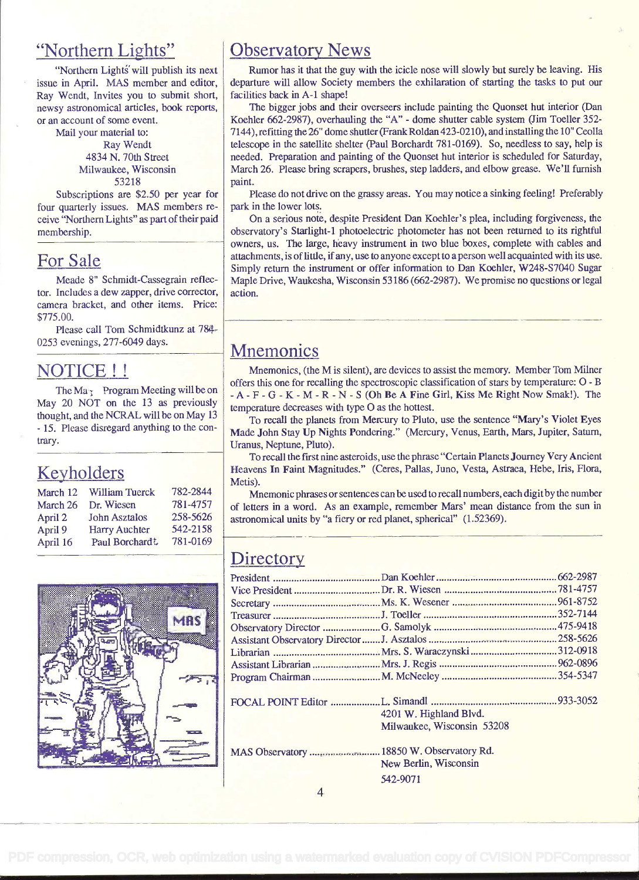## "Northern Lights"

"Northern Lights" will publish its next issue in April. MAS member and editor, Ray Wendt, Invites you to submit short, newsy astronomical articles, book reports, or an account of some event.

Mail your material to:

Ray Wendt
4834 N. 70th Street
Milwaukee, Wisconsin
53218

Subscriptions are $2.50 per year for four quarterly issues. MAS members receive "Northern Lights" as part of their paid membership.

## For Sale

Meade 8" Schmidt-Cassegrain reflector. Includes a dew zapper, drive corrector, camera bracket, and other items. Price: $775.00.

Please call Tom Schmidtkunz at 784-0253 evenings, 277-6049 days.

## NOTICE ! !

The May Program Meeting will be on May 20 NOT on the 13 as previously thought, and the NCRAL will be on May 13 - 15. Please disregard anything to the contrary.

## Keyholders

| | | |
|---|---|---|
| March 12 | William Tuerck | 782-2844 |
| March 26 | Dr. Wiesen | 781-4757 |
| April 2 | John Asztalos | 258-5626 |
| April 9 | Harry Auchter | 542-2158 |
| April 16 | Paul Borchardt | 781-0169 |

## Observatory News

Rumor has it that the guy with the icicle nose will slowly but surely be leaving. His departure will allow Society members the exhilaration of starting the tasks to put our facilities back in A-1 shape!

The bigger jobs and their overseers include painting the Quonset hut interior (Dan Koehler 662-2987), overhauling the "A" - dome shutter cable system (Jim Toeller 352-7144), refitting the 26" dome shutter (Frank Roldan 423-0210), and installing the 10" Ceolla telescope in the satellite shelter (Paul Borchardt 781-0169). So, needless to say, help is needed. Preparation and painting of the Quonset hut interior is scheduled for Saturday, March 26. Please bring scrapers, brushes, step ladders, and elbow grease. We'll furnish paint.

Please do not drive on the grassy areas. You may notice a sinking feeling! Preferably park in the lower lots.

On a serious note, despite President Dan Koehler's plea, including forgiveness, the observatory's Starlight-1 photoelectric photometer has not been returned to its rightful owners, us. The large, heavy instrument in two blue boxes, complete with cables and attachments, is of little, if any, use to anyone except to a person well acquainted with its use. Simply return the instrument or offer information to Dan Koehler, W248-S7040 Sugar Maple Drive, Waukesha, Wisconsin 53186 (662-2987). We promise no questions or legal action.

## Mnemonics

Mnemonics, (the M is silent), are devices to assist the memory. Member Tom Milner offers this one for recalling the spectroscopic classification of stars by temperature: O - B - A - F - G - K - M - R - N - S (**O**h **B**e **A F**ine **G**irl, **K**iss **M**e **R**ight **N**ow **S**mak!). The temperature decreases with type O as the hottest.

To recall the planets from Mercury to Pluto, use the sentence "**M**ary's **V**iolet **E**yes **M**ade **J**ohn **S**tay **U**p **N**ights **P**ondering." (Mercury, Venus, Earth, Mars, Jupiter, Saturn, Uranus, Neptune, Pluto).

To recall the first nine asteroids, use the phrase "**C**ertain **P**lanets **J**ourney **V**ery **A**ncient **H**eavens **I**n **F**aint **M**agnitudes." (Ceres, Pallas, Juno, Vesta, Astraea, Hebe, Iris, Flora, Metis).

Mnemonic phrases or sentences can be used to recall numbers, each digit by the number of letters in a word. As an example, remember Mars' mean distance from the sun in astronomical units by "a fiery or red planet, spherical" (1.52369).

## Directory

| | | |
|---|---|---|
| President | Dan Koehler | 662-2987 |
| Vice President | Dr. R. Wiesen | 781-4757 |
| Secretary | Ms. K. Wesener | 961-8752 |
| Treasurer | J. Toeller | 352-7144 |
| Observatory Director | G. Samolyk | 475-9418 |
| Assistant Observatory Director | J. Asztalos | 258-5626 |
| Librarian | Mrs. S. Waraczynski | 312-0918 |
| Assistant Librarian | Mrs. J. Regis | 962-0896 |
| Program Chairman | M. McNeeley | 354-5347 |

FOCAL POINT Editor ........ L. Simandl ........ 933-3052
4201 W. Highland Blvd.
Milwaukee, Wisconsin 53208

MAS Observatory ........ 18850 W. Observatory Rd.
New Berlin, Wisconsin
542-9071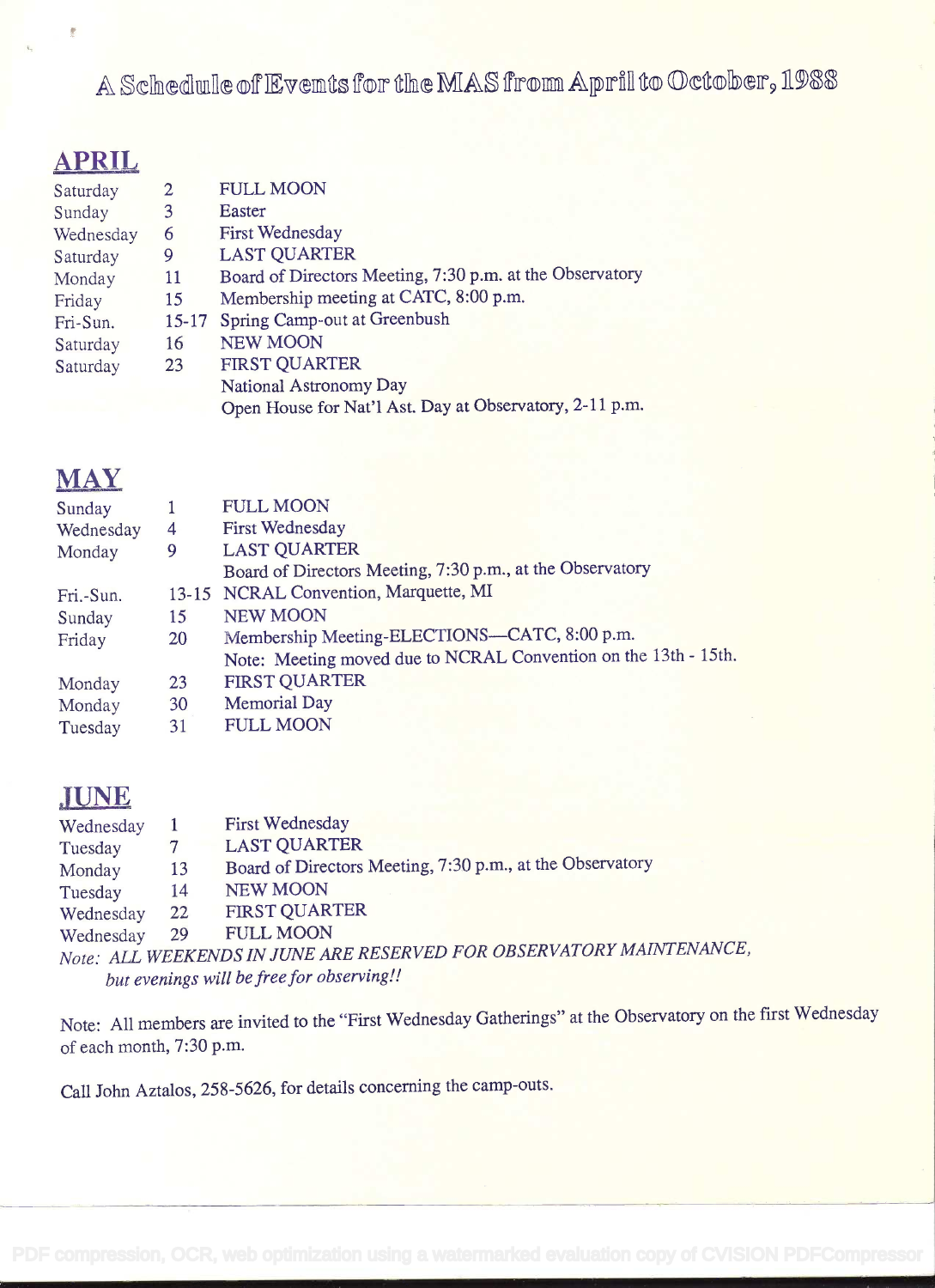# A Schedule of Events for the MAS from April to October, 1988

## APRIL

| | | |
|---|---|---|
| Saturday | 2 | FULL MOON |
| Sunday | 3 | Easter |
| Wednesday | 6 | First Wednesday |
| Saturday | 9 | LAST QUARTER |
| Monday | 11 | Board of Directors Meeting, 7:30 p.m. at the Observatory |
| Friday | 15 | Membership meeting at CATC, 8:00 p.m. |
| Fri-Sun. | 15-17 | Spring Camp-out at Greenbush |
| Saturday | 16 | NEW MOON |
| Saturday | 23 | FIRST QUARTER |
| | | National Astronomy Day |
| | | Open House for Nat'l Ast. Day at Observatory, 2-11 p.m. |

## MAY

| | | |
|---|---|---|
| Sunday | 1 | FULL MOON |
| Wednesday | 4 | First Wednesday |
| Monday | 9 | LAST QUARTER |
| | | Board of Directors Meeting, 7:30 p.m., at the Observatory |
| Fri.-Sun. | 13-15 | NCRAL Convention, Marquette, MI |
| Sunday | 15 | NEW MOON |
| Friday | 20 | Membership Meeting-ELECTIONS—CATC, 8:00 p.m. |
| | | Note: Meeting moved due to NCRAL Convention on the 13th - 15th. |
| Monday | 23 | FIRST QUARTER |
| Monday | 30 | Memorial Day |
| Tuesday | 31 | FULL MOON |

## JUNE

| | | |
|---|---|---|
| Wednesday | 1 | First Wednesday |
| Tuesday | 7 | LAST QUARTER |
| Monday | 13 | Board of Directors Meeting, 7:30 p.m., at the Observatory |
| Tuesday | 14 | NEW MOON |
| Wednesday | 22 | FIRST QUARTER |
| Wednesday | 29 | FULL MOON |

*Note: ALL WEEKENDS IN JUNE ARE RESERVED FOR OBSERVATORY MAINTENANCE, but evenings will be free for observing!!*

Note: All members are invited to the "First Wednesday Gatherings" at the Observatory on the first Wednesday of each month, 7:30 p.m.

Call John Aztalos, 258-5626, for details concerning the camp-outs.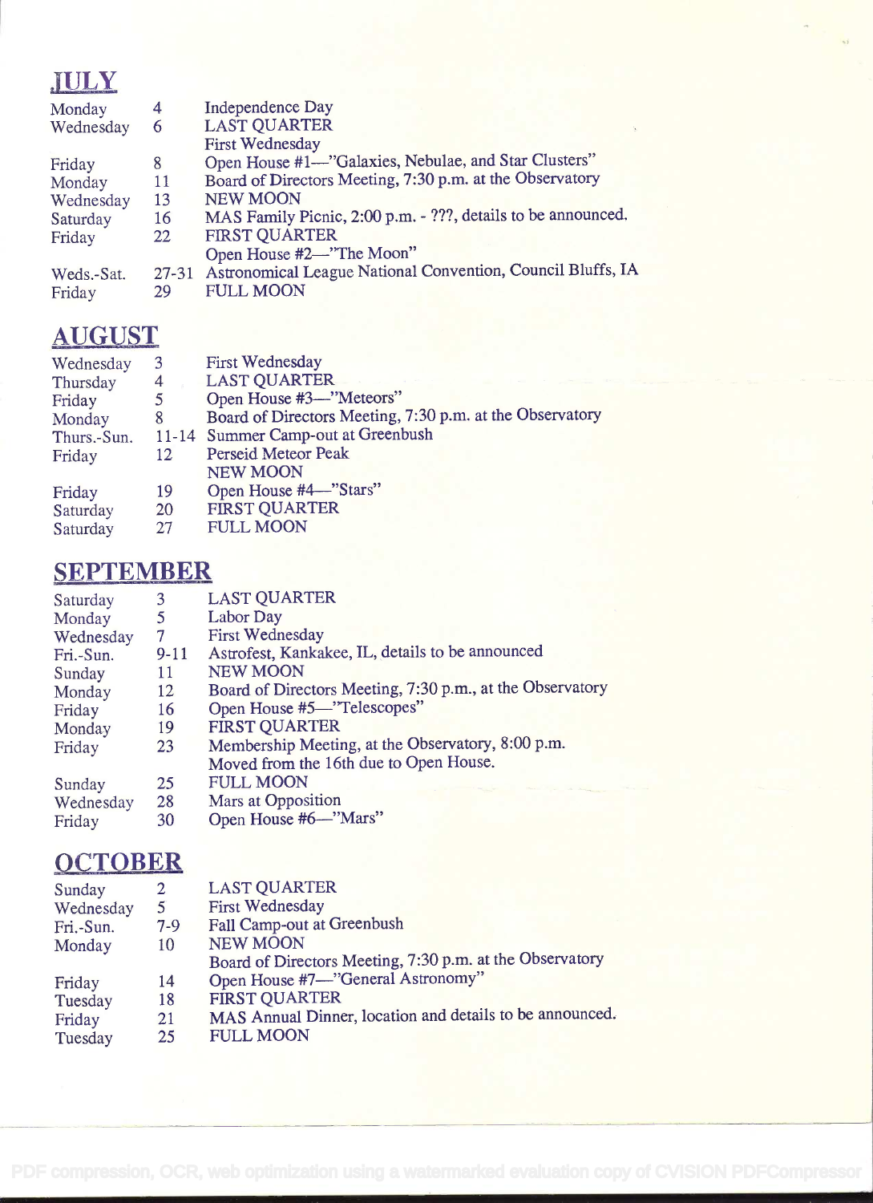## JULY

| | | |
|---|---|---|
| Monday | 4 | Independence Day |
| Wednesday | 6 | LAST QUARTER |
| | | First Wednesday |
| Friday | 8 | Open House #1—"Galaxies, Nebulae, and Star Clusters" |
| Monday | 11 | Board of Directors Meeting, 7:30 p.m. at the Observatory |
| Wednesday | 13 | NEW MOON |
| Saturday | 16 | MAS Family Picnic, 2:00 p.m. - ???, details to be announced. |
| Friday | 22 | FIRST QUARTER |
| | | Open House #2—"The Moon" |
| Weds.-Sat. | 27-31 | Astronomical League National Convention, Council Bluffs, IA |
| Friday | 29 | FULL MOON |

## AUGUST

| | | |
|---|---|---|
| Wednesday | 3 | First Wednesday |
| Thursday | 4 | LAST QUARTER |
| Friday | 5 | Open House #3—"Meteors" |
| Monday | 8 | Board of Directors Meeting, 7:30 p.m. at the Observatory |
| Thurs.-Sun. | 11-14 | Summer Camp-out at Greenbush |
| Friday | 12 | Perseid Meteor Peak |
| | | NEW MOON |
| Friday | 19 | Open House #4—"Stars" |
| Saturday | 20 | FIRST QUARTER |
| Saturday | 27 | FULL MOON |

## SEPTEMBER

| | | |
|---|---|---|
| Saturday | 3 | LAST QUARTER |
| Monday | 5 | Labor Day |
| Wednesday | 7 | First Wednesday |
| Fri.-Sun. | 9-11 | Astrofest, Kankakee, IL, details to be announced |
| Sunday | 11 | NEW MOON |
| Monday | 12 | Board of Directors Meeting, 7:30 p.m., at the Observatory |
| Friday | 16 | Open House #5—"Telescopes" |
| Monday | 19 | FIRST QUARTER |
| Friday | 23 | Membership Meeting, at the Observatory, 8:00 p.m. |
| | | Moved from the 16th due to Open House. |
| Sunday | 25 | FULL MOON |
| Wednesday | 28 | Mars at Opposition |
| Friday | 30 | Open House #6—"Mars" |

## OCTOBER

| | | |
|---|---|---|
| Sunday | 2 | LAST QUARTER |
| Wednesday | 5 | First Wednesday |
| Fri.-Sun. | 7-9 | Fall Camp-out at Greenbush |
| Monday | 10 | NEW MOON |
| | | Board of Directors Meeting, 7:30 p.m. at the Observatory |
| Friday | 14 | Open House #7—"General Astronomy" |
| Tuesday | 18 | FIRST QUARTER |
| Friday | 21 | MAS Annual Dinner, location and details to be announced. |
| Tuesday | 25 | FULL MOON |